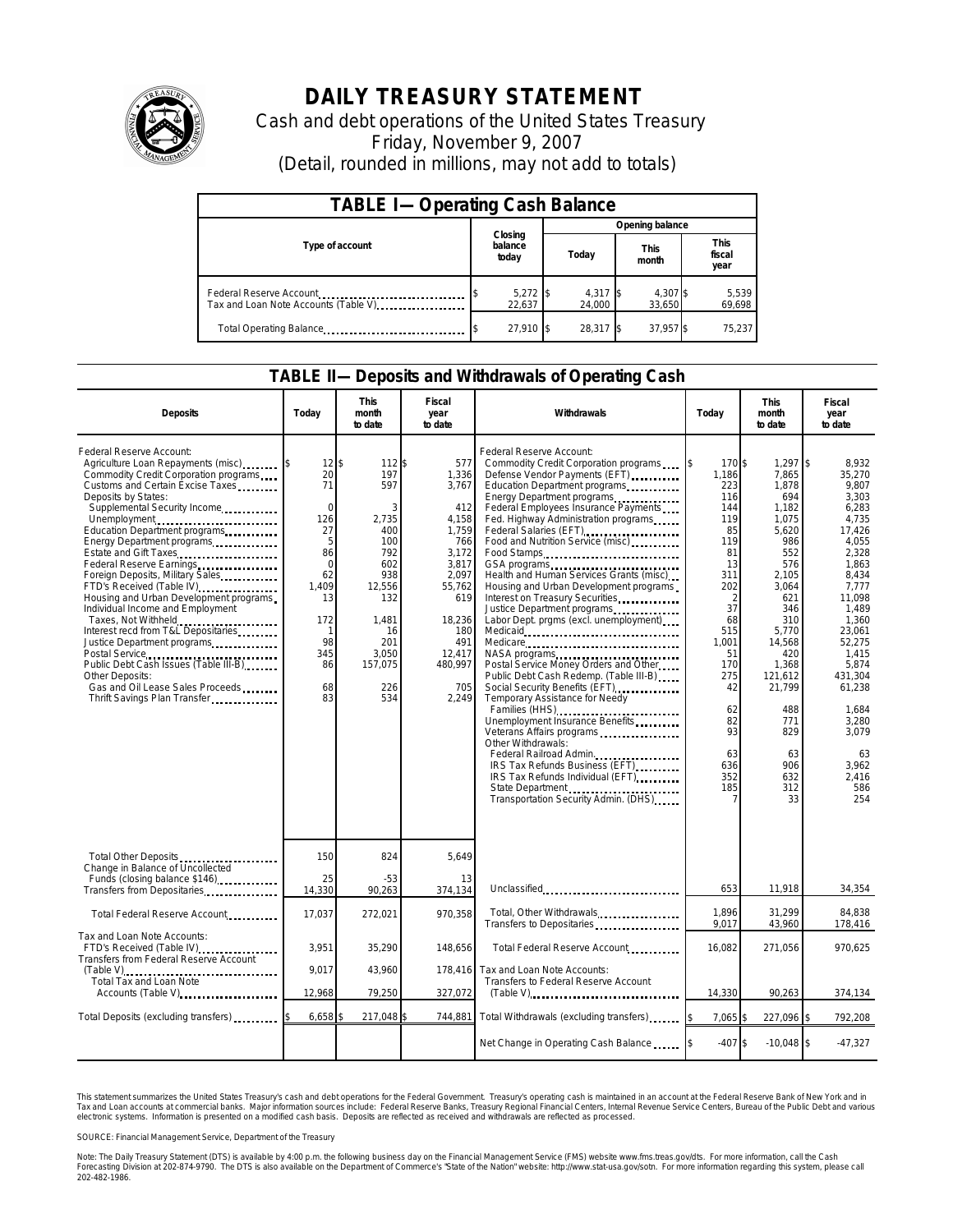# DAILY TREASURY STATEMENT

Cash and debt operations of the United States Treasury

Friday, November 9, 2007

(Detail, rounded in millions, may not add to totals)

## TABLE I— Operating Cash Balance

| Type of account | Closing balance today | Opening balance Today | Opening balance This month | Opening balance This fiscal year |
|---|---|---|---|---|
| Federal Reserve Account | $ 5,272 | $ 4,317 | $ 4,307 | $ 5,539 |
| Tax and Loan Note Accounts (Table V) | 22,637 | 24,000 | 33,650 | 69,698 |
| Total Operating Balance | $ 27,910 | $ 28,317 | $ 37,957 | $ 75,237 |

## TABLE II— Deposits and Withdrawals of Operating Cash

| Deposits | Today | This month to date | Fiscal year to date |
|---|---|---|---|
| Federal Reserve Account: | | | |
| Agriculture Loan Repayments (misc) | $ 12 | $ 112 | $ 577 |
| Commodity Credit Corporation programs | 20 | 197 | 1,336 |
| Customs and Certain Excise Taxes | 71 | 597 | 3,767 |
| Deposits by States: | | | |
| Supplemental Security Income | 0 | 3 | 412 |
| Unemployment | 126 | 2,735 | 4,158 |
| Education Department programs | 27 | 400 | 1,759 |
| Energy Department programs | 5 | 100 | 766 |
| Estate and Gift Taxes | 86 | 792 | 3,172 |
| Federal Reserve Earnings | 0 | 602 | 3,817 |
| Foreign Deposits, Military Sales | 62 | 938 | 2,097 |
| FTD's Received (Table IV) | 1,409 | 12,556 | 55,762 |
| Housing and Urban Development programs | 13 | 132 | 619 |
| Individual Income and Employment Taxes, Not Withheld | 172 | 1,481 | 18,236 |
| Interest recd from T&L Depositaries | 1 | 16 | 180 |
| Justice Department programs | 98 | 201 | 491 |
| Postal Service | 345 | 3,050 | 12,417 |
| Public Debt Cash Issues (Table III-B) | 86 | 157,075 | 480,997 |
| Other Deposits: | | | |
| Gas and Oil Lease Sales Proceeds | 68 | 226 | 705 |
| Thrift Savings Plan Transfer | 83 | 534 | 2,249 |
| Total Other Deposits | 150 | 824 | 5,649 |
| Change in Balance of Uncollected Funds (closing balance $146) | 25 | -53 | 13 |
| Transfers from Depositaries | 14,330 | 90,263 | 374,134 |
| Total Federal Reserve Account | 17,037 | 272,021 | 970,358 |
| Tax and Loan Note Accounts: | | | |
| FTD's Received (Table IV) | 3,951 | 35,290 | 148,656 |
| Transfers from Federal Reserve Account (Table V) | 9,017 | 43,960 | 178,416 |
| Total Tax and Loan Note Accounts (Table V) | 12,968 | 79,250 | 327,072 |
| Total Deposits (excluding transfers) | $ 6,658 | $ 217,048 | $ 744,881 |

| Withdrawals | Today | This month to date | Fiscal year to date |
|---|---|---|---|
| Federal Reserve Account: | | | |
| Commodity Credit Corporation programs | $ 170 | $ 1,297 | $ 8,932 |
| Defense Vendor Payments (EFT) | 1,186 | 7,865 | 35,270 |
| Education Department programs | 223 | 1,878 | 9,807 |
| Energy Department programs | 116 | 694 | 3,303 |
| Federal Employees Insurance Payments | 144 | 1,182 | 6,283 |
| Fed. Highway Administration programs | 119 | 1,075 | 4,735 |
| Federal Salaries (EFT) | 85 | 5,620 | 17,426 |
| Food and Nutrition Service (misc) | 119 | 986 | 4,055 |
| Food Stamps | 81 | 552 | 2,328 |
| GSA programs | 13 | 576 | 1,863 |
| Health and Human Services Grants (misc) | 311 | 2,105 | 8,434 |
| Housing and Urban Development programs | 202 | 3,064 | 7,777 |
| Interest on Treasury Securities | 2 | 621 | 11,098 |
| Justice Department programs | 37 | 346 | 1,489 |
| Labor Dept. prgms (excl. unemployment) | 68 | 310 | 1,360 |
| Medicaid | 515 | 5,770 | 23,061 |
| Medicare | 1,001 | 14,568 | 52,275 |
| NASA programs | 51 | 420 | 1,415 |
| Postal Service Money Orders and Other | 170 | 1,368 | 5,874 |
| Public Debt Cash Redemp. (Table III-B) | 275 | 121,612 | 431,304 |
| Social Security Benefits (EFT) | 42 | 21,799 | 61,238 |
| Temporary Assistance for Needy Families (HHS) | 62 | 488 | 1,684 |
| Unemployment Insurance Benefits | 82 | 771 | 3,280 |
| Veterans Affairs programs | 93 | 829 | 3,079 |
| Other Withdrawals: | | | |
| Federal Railroad Admin. | 63 | 63 | 63 |
| IRS Tax Refunds Business (EFT) | 636 | 906 | 3,962 |
| IRS Tax Refunds Individual (EFT) | 352 | 632 | 2,416 |
| State Department | 185 | 312 | 586 |
| Transportation Security Admin. (DHS) | 7 | 33 | 254 |
| Unclassified | 653 | 11,918 | 34,354 |
| Total, Other Withdrawals | 1,896 | 31,299 | 84,838 |
| Transfers to Depositaries | 9,017 | 43,960 | 178,416 |
| Total Federal Reserve Account | 16,082 | 271,056 | 970,625 |
| Tax and Loan Note Accounts: | | | |
| Transfers to Federal Reserve Account (Table V) | 14,330 | 90,263 | 374,134 |
| Total Withdrawals (excluding transfers) | $ 7,065 | $ 227,096 | $ 792,208 |
| Net Change in Operating Cash Balance | $ -407 | $ -10,048 | $ -47,327 |

This statement summarizes the United States Treasury's cash and debt operations for the Federal Government. Treasury's operating cash is maintained in an account at the Federal Reserve Bank of New York and in Tax and Loan accounts at commercial banks. Major information sources include: Federal Reserve Banks, Treasury Regional Financial Centers, Internal Revenue Service Centers, Bureau of the Public Debt and various electronic systems. Information is presented on a modified cash basis. Deposits are reflected as received and withdrawals are reflected as processed.

SOURCE: Financial Management Service, Department of the Treasury

Note: The Daily Treasury Statement (DTS) is available by 4:00 p.m. the following business day on the Financial Management Service (FMS) website www.fms.treas.gov/dts. For more information, call the Cash Forecasting Division at 202-874-9790. The DTS is also available on the Department of Commerce's "State of the Nation" website: http://www.stat-usa.gov/sotn. For more information regarding this system, please call 202-482-1986.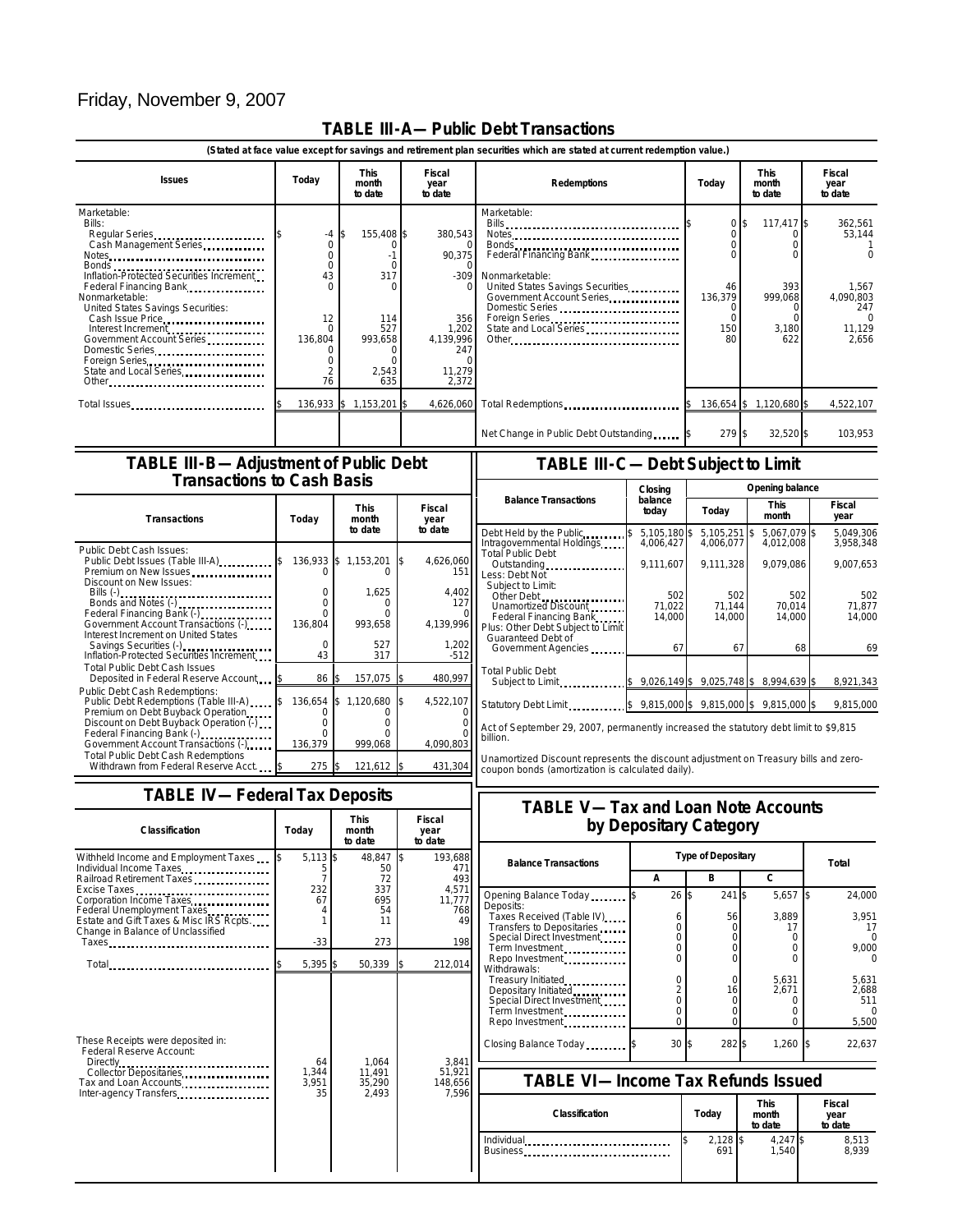Friday, November 9, 2007

## TABLE III-A— Public Debt Transactions

(Stated at face value except for savings and retirement plan securities which are stated at current redemption value.)

| Issues | Today | This month to date | Fiscal year to date |
|---|---|---|---|
| Marketable: | | | |
| Bills: | | | |
| Regular Series | $ -4 | $ 155,408 | $ 380,543 |
| Cash Management Series | 0 | 0 | 0 |
| Notes | 0 | -1 | 90,375 |
| Bonds | 0 | 0 | 0 |
| Inflation-Protected Securities Increment | 43 | 317 | -309 |
| Federal Financing Bank | 0 | 0 | 0 |
| Nonmarketable: | | | |
| United States Savings Securities: | | | |
| Cash Issue Price | 12 | 114 | 356 |
| Interest Increment | 0 | 527 | 1,202 |
| Government Account Series | 136,804 | 993,658 | 4,139,996 |
| Domestic Series | 0 | 0 | 247 |
| Foreign Series | 0 | 0 | 0 |
| State and Local Series | 2 | 2,543 | 11,279 |
| Other | 76 | 635 | 2,372 |
| Total Issues | $ 136,933 | $ 1,153,201 | $ 4,626,060 |

| Redemptions | Today | This month to date | Fiscal year to date |
|---|---|---|---|
| Marketable: | | | |
| Bills | $ 0 | $ 117,417 | $ 362,561 |
| Notes | 0 | 0 | 53,144 |
| Bonds | 0 | 0 | 1 |
| Federal Financing Bank | 0 | 0 | 0 |
| Nonmarketable: | | | |
| United States Savings Securities | 46 | 393 | 1,567 |
| Government Account Series | 136,379 | 999,068 | 4,090,803 |
| Domestic Series | 0 | 0 | 247 |
| Foreign Series | 0 | 0 | 0 |
| State and Local Series | 150 | 3,180 | 11,129 |
| Other | 80 | 622 | 2,656 |
| Total Redemptions | $ 136,654 | $ 1,120,680 | $ 4,522,107 |
| Net Change in Public Debt Outstanding | $ 279 | $ 32,520 | $ 103,953 |

## TABLE III-B— Adjustment of Public Debt Transactions to Cash Basis

| Transactions | Today | This month to date | Fiscal year to date |
|---|---|---|---|
| Public Debt Cash Issues: | | | |
| Public Debt Issues (Table III-A) | $ 136,933 | $ 1,153,201 | $ 4,626,060 |
| Premium on New Issues | 0 | 0 | 151 |
| Discount on New Issues: | | | |
| Bills (-) | 0 | 1,625 | 4,402 |
| Bonds and Notes (-) | 0 | 0 | 127 |
| Federal Financing Bank (-) | 0 | 0 | 0 |
| Government Account Transactions (-) | 136,804 | 993,658 | 4,139,996 |
| Interest Increment on United States Savings Securities (-) | 0 | 527 | 1,202 |
| Inflation-Protected Securities Increment | 43 | 317 | -512 |
| Total Public Debt Cash Issues Deposited in Federal Reserve Account | $ 86 | $ 157,075 | $ 480,997 |
| Public Debt Cash Redemptions: | | | |
| Public Debt Redemptions (Table III-A) | $ 136,654 | $ 1,120,680 | $ 4,522,107 |
| Premium on Debt Buyback Operation | 0 | 0 | 0 |
| Discount on Debt Buyback Operation (-) | 0 | 0 | 0 |
| Federal Financing Bank (-) | 0 | 0 | 0 |
| Government Account Transactions (-) | 136,379 | 999,068 | 4,090,803 |
| Total Public Debt Cash Redemptions Withdrawn from Federal Reserve Acct. | $ 275 | $ 121,612 | $ 431,304 |

## TABLE III-C— Debt Subject to Limit

| Balance Transactions | Closing balance today | Opening balance Today | Opening balance This month | Opening balance Fiscal year |
|---|---|---|---|---|
| Debt Held by the Public | $ 5,105,180 | $ 5,105,251 | $ 5,067,079 | $ 5,049,306 |
| Intragovernmental Holdings | 4,006,427 | 4,006,077 | 4,012,008 | 3,958,348 |
| Total Public Debt Outstanding | 9,111,607 | 9,111,328 | 9,079,086 | 9,007,653 |
| Less: Debt Not Subject to Limit: | | | | |
| Other Debt | 502 | 502 | 502 | 502 |
| Unamortized Discount | 71,022 | 71,144 | 70,014 | 71,877 |
| Federal Financing Bank | 14,000 | 14,000 | 14,000 | 14,000 |
| Plus: Other Debt Subject to Limit Guaranteed Debt of Government Agencies | 67 | 67 | 68 | 69 |
| Total Public Debt Subject to Limit | $ 9,026,149 | $ 9,025,748 | $ 8,994,639 | $ 8,921,343 |
| Statutory Debt Limit | $ 9,815,000 | $ 9,815,000 | $ 9,815,000 | $ 9,815,000 |

Act of September 29, 2007, permanently increased the statutory debt limit to $9,815 billion.

Unamortized Discount represents the discount adjustment on Treasury bills and zero-coupon bonds (amortization is calculated daily).

## TABLE IV— Federal Tax Deposits

| Classification | Today | This month to date | Fiscal year to date |
|---|---|---|---|
| Withheld Income and Employment Taxes | $ 5,113 | $ 48,847 | $ 193,688 |
| Individual Income Taxes | 5 | 50 | 471 |
| Railroad Retirement Taxes | 7 | 72 | 493 |
| Excise Taxes | 232 | 337 | 4,571 |
| Corporation Income Taxes | 67 | 695 | 11,777 |
| Federal Unemployment Taxes | 4 | 54 | 768 |
| Estate and Gift Taxes & Misc IRS Rcpts. | 1 | 11 | 49 |
| Change in Balance of Unclassified Taxes | -33 | 273 | 198 |
| Total | $ 5,395 | $ 50,339 | $ 212,014 |
| These Receipts were deposited in: | | | |
| Federal Reserve Account: | | | |
| Directly | 64 | 1,064 | 3,841 |
| Collector Depositaries | 1,344 | 11,491 | 51,921 |
| Tax and Loan Accounts | 3,951 | 35,290 | 148,656 |
| Inter-agency Transfers | 35 | 2,493 | 7,596 |

## TABLE V— Tax and Loan Note Accounts by Depositary Category

| Balance Transactions | Type of Depositary A | B | C | Total |
|---|---|---|---|---|
| Opening Balance Today | $ 26 | $ 241 | $ 5,657 | $ 24,000 |
| Deposits: | | | | |
| Taxes Received (Table IV) | 6 | 56 | 3,889 | 3,951 |
| Transfers to Depositaries | 0 | 0 | 17 | 17 |
| Special Direct Investment | 0 | 0 | 0 | 0 |
| Term Investment | 0 | 0 | 0 | 9,000 |
| Repo Investment | 0 | 0 | 0 | 0 |
| Withdrawals: | | | | |
| Treasury Initiated | 0 | 0 | 5,631 | 5,631 |
| Depositary Initiated | 2 | 16 | 2,671 | 2,688 |
| Special Direct Investment | 0 | 0 | 0 | 511 |
| Term Investment | 0 | 0 | 0 | 0 |
| Repo Investment | 0 | 0 | 0 | 5,500 |
| Closing Balance Today | $ 30 | $ 282 | $ 1,260 | $ 22,637 |

## TABLE VI— Income Tax Refunds Issued

| Classification | Today | This month to date | Fiscal year to date |
|---|---|---|---|
| Individual | $ 2,128 | $ 4,247 | $ 8,513 |
| Business | 691 | 1,540 | 8,939 |